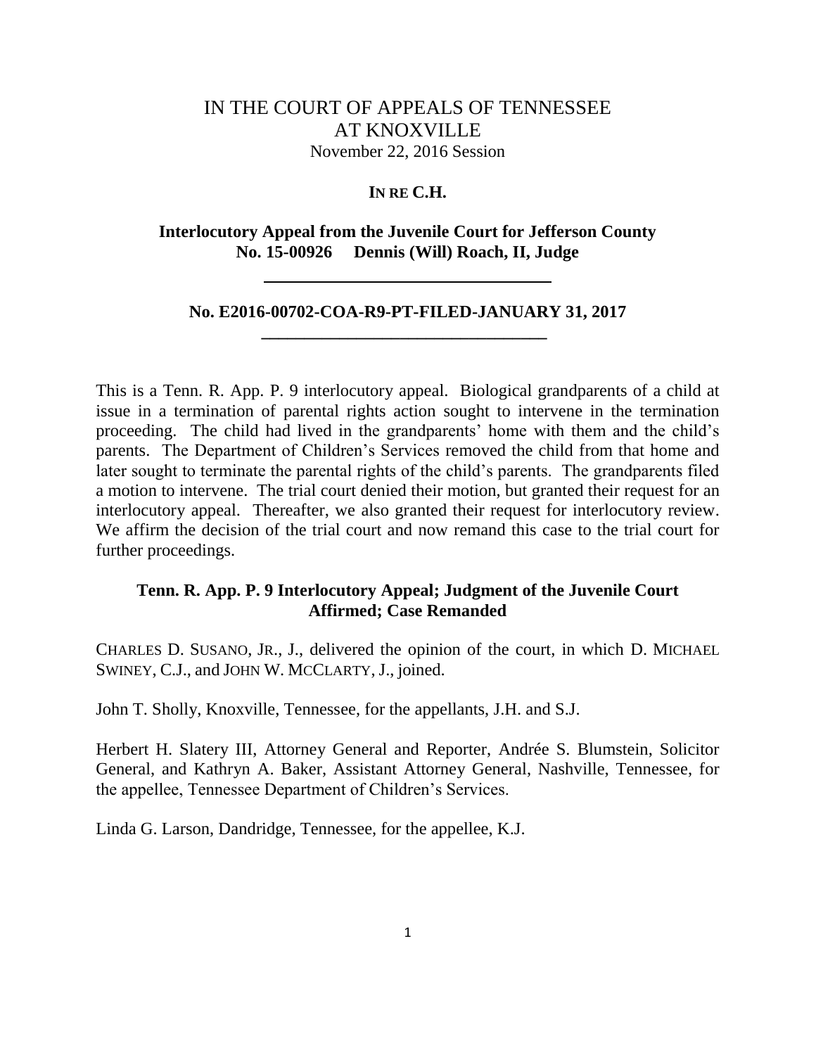# IN THE COURT OF APPEALS OF TENNESSEE
# AT KNOXVILLE

November 22, 2016 Session

## IN RE C.H.

**Interlocutory Appeal from the Juvenile Court for Jefferson County**
**No. 15-00926 Dennis (Will) Roach, II, Judge**

---

**No. E2016-00702-COA-R9-PT-FILED-JANUARY 31, 2017**

---

This is a Tenn. R. App. P. 9 interlocutory appeal. Biological grandparents of a child at issue in a termination of parental rights action sought to intervene in the termination proceeding. The child had lived in the grandparents' home with them and the child's parents. The Department of Children's Services removed the child from that home and later sought to terminate the parental rights of the child's parents. The grandparents filed a motion to intervene. The trial court denied their motion, but granted their request for an interlocutory appeal. Thereafter, we also granted their request for interlocutory review. We affirm the decision of the trial court and now remand this case to the trial court for further proceedings.

**Tenn. R. App. P. 9 Interlocutory Appeal; Judgment of the Juvenile Court Affirmed; Case Remanded**

CHARLES D. SUSANO, JR., J., delivered the opinion of the court, in which D. MICHAEL SWINEY, C.J., and JOHN W. MCCLARTY, J., joined.

John T. Sholly, Knoxville, Tennessee, for the appellants, J.H. and S.J.

Herbert H. Slatery III, Attorney General and Reporter, Andrée S. Blumstein, Solicitor General, and Kathryn A. Baker, Assistant Attorney General, Nashville, Tennessee, for the appellee, Tennessee Department of Children's Services.

Linda G. Larson, Dandridge, Tennessee, for the appellee, K.J.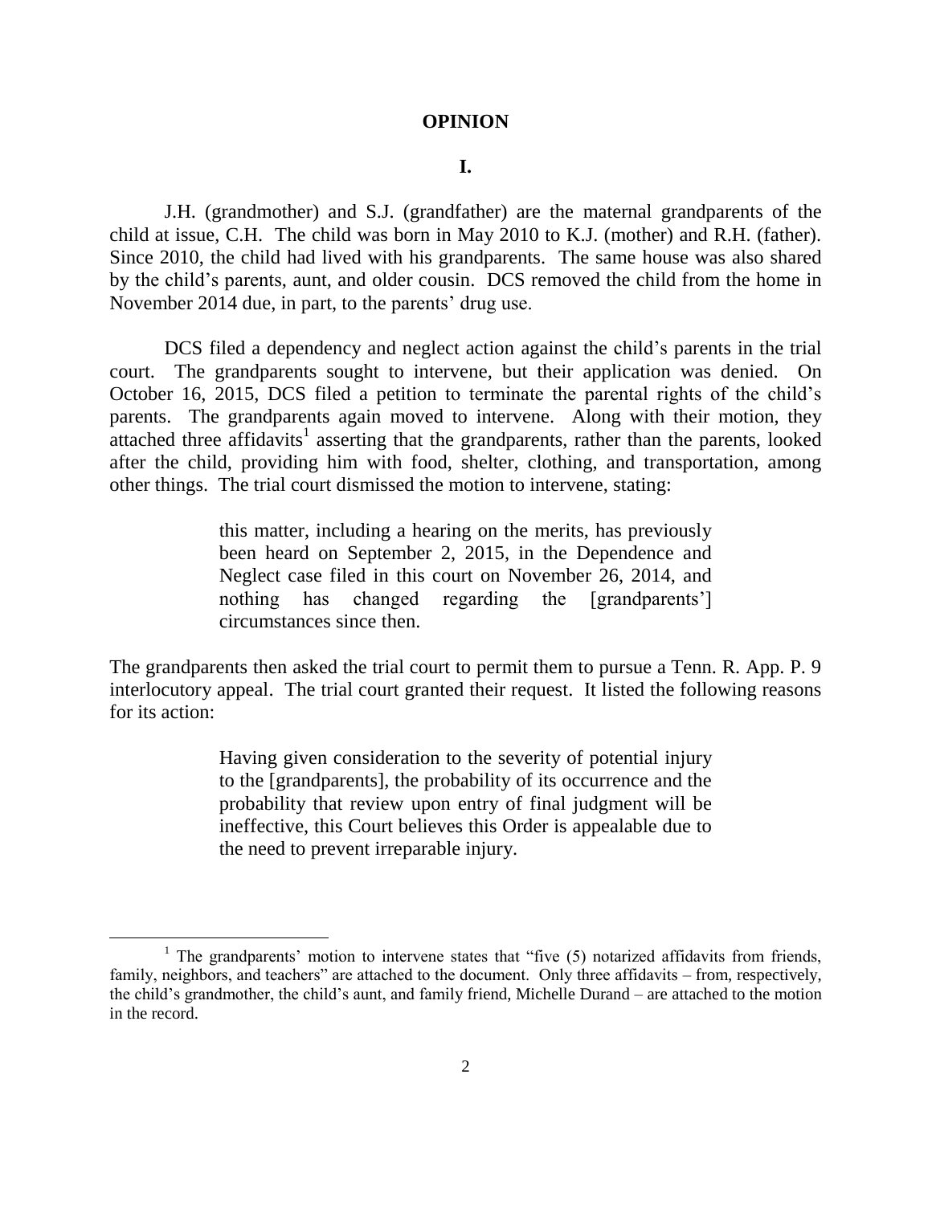# OPINION

## I.

J.H. (grandmother) and S.J. (grandfather) are the maternal grandparents of the child at issue, C.H. The child was born in May 2010 to K.J. (mother) and R.H. (father). Since 2010, the child had lived with his grandparents. The same house was also shared by the child's parents, aunt, and older cousin. DCS removed the child from the home in November 2014 due, in part, to the parents' drug use.

DCS filed a dependency and neglect action against the child's parents in the trial court. The grandparents sought to intervene, but their application was denied. On October 16, 2015, DCS filed a petition to terminate the parental rights of the child's parents. The grandparents again moved to intervene. Along with their motion, they attached three affidavits[1] asserting that the grandparents, rather than the parents, looked after the child, providing him with food, shelter, clothing, and transportation, among other things. The trial court dismissed the motion to intervene, stating:

> this matter, including a hearing on the merits, has previously been heard on September 2, 2015, in the Dependence and Neglect case filed in this court on November 26, 2014, and nothing has changed regarding the [grandparents'] circumstances since then.

The grandparents then asked the trial court to permit them to pursue a Tenn. R. App. P. 9 interlocutory appeal. The trial court granted their request. It listed the following reasons for its action:

> Having given consideration to the severity of potential injury to the [grandparents], the probability of its occurrence and the probability that review upon entry of final judgment will be ineffective, this Court believes this Order is appealable due to the need to prevent irreparable injury.

---

[1] The grandparents' motion to intervene states that "five (5) notarized affidavits from friends, family, neighbors, and teachers" are attached to the document. Only three affidavits – from, respectively, the child's grandmother, the child's aunt, and family friend, Michelle Durand – are attached to the motion in the record.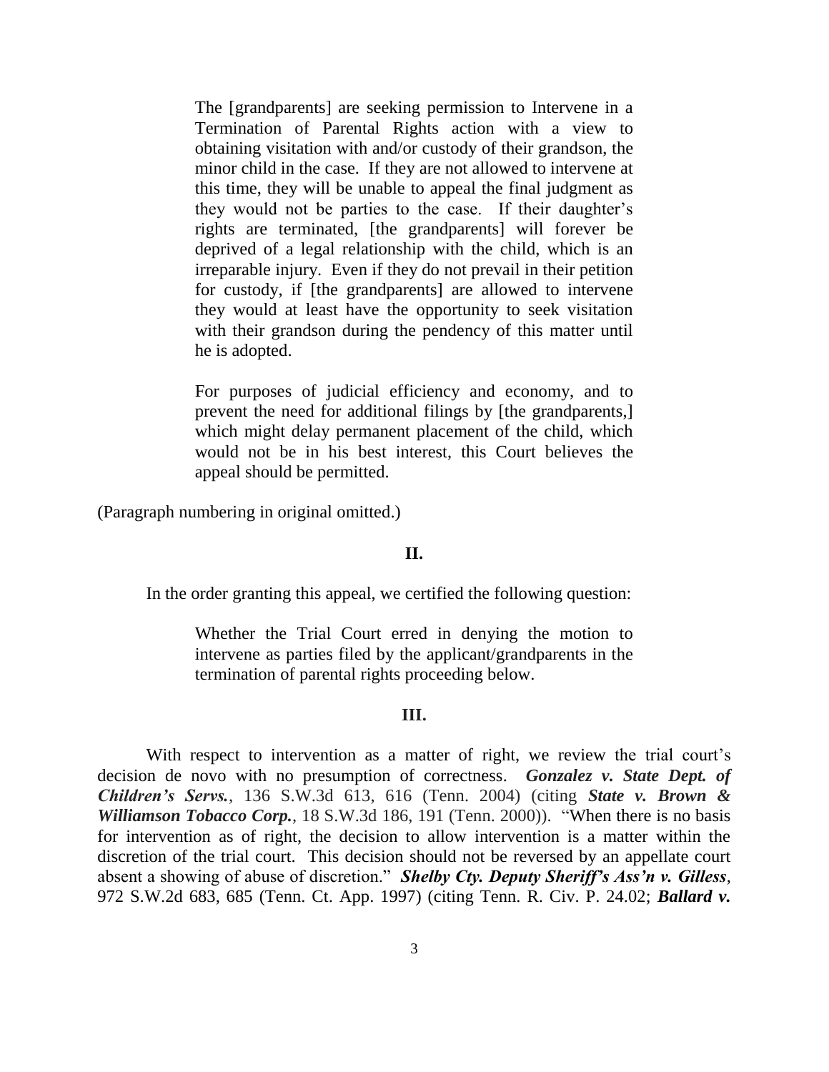> The [grandparents] are seeking permission to Intervene in a Termination of Parental Rights action with a view to obtaining visitation with and/or custody of their grandson, the minor child in the case. If they are not allowed to intervene at this time, they will be unable to appeal the final judgment as they would not be parties to the case. If their daughter's rights are terminated, [the grandparents] will forever be deprived of a legal relationship with the child, which is an irreparable injury. Even if they do not prevail in their petition for custody, if [the grandparents] are allowed to intervene they would at least have the opportunity to seek visitation with their grandson during the pendency of this matter until he is adopted.
>
> For purposes of judicial efficiency and economy, and to prevent the need for additional filings by [the grandparents,] which might delay permanent placement of the child, which would not be in his best interest, this Court believes the appeal should be permitted.

(Paragraph numbering in original omitted.)

## II.

In the order granting this appeal, we certified the following question:

> Whether the Trial Court erred in denying the motion to intervene as parties filed by the applicant/grandparents in the termination of parental rights proceeding below.

## III.

With respect to intervention as a matter of right, we review the trial court's decision de novo with no presumption of correctness. ***Gonzalez v. State Dept. of Children's Servs.***, 136 S.W.3d 613, 616 (Tenn. 2004) (citing ***State v. Brown & Williamson Tobacco Corp.***, 18 S.W.3d 186, 191 (Tenn. 2000)). "When there is no basis for intervention as of right, the decision to allow intervention is a matter within the discretion of the trial court. This decision should not be reversed by an appellate court absent a showing of abuse of discretion." ***Shelby Cty. Deputy Sheriff's Ass'n v. Gilless***, 972 S.W.2d 683, 685 (Tenn. Ct. App. 1997) (citing Tenn. R. Civ. P. 24.02; ***Ballard v.***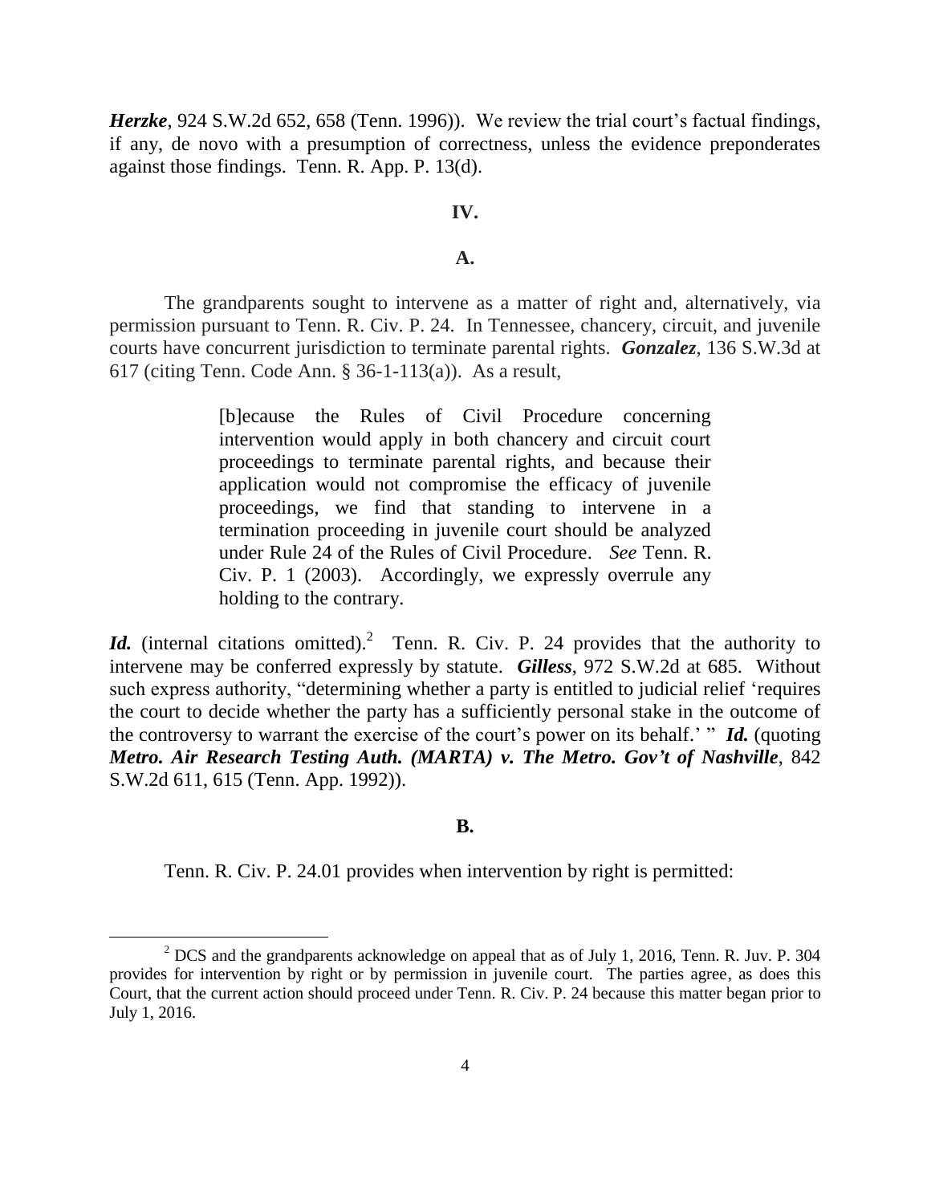***Herzke***, 924 S.W.2d 652, 658 (Tenn. 1996)). We review the trial court's factual findings, if any, de novo with a presumption of correctness, unless the evidence preponderates against those findings. Tenn. R. App. P. 13(d).

## IV.

### A.

The grandparents sought to intervene as a matter of right and, alternatively, via permission pursuant to Tenn. R. Civ. P. 24. In Tennessee, chancery, circuit, and juvenile courts have concurrent jurisdiction to terminate parental rights. ***Gonzalez***, 136 S.W.3d at 617 (citing Tenn. Code Ann. § 36-1-113(a)). As a result,

> [b]ecause the Rules of Civil Procedure concerning intervention would apply in both chancery and circuit court proceedings to terminate parental rights, and because their application would not compromise the efficacy of juvenile proceedings, we find that standing to intervene in a termination proceeding in juvenile court should be analyzed under Rule 24 of the Rules of Civil Procedure. *See* Tenn. R. Civ. P. 1 (2003). Accordingly, we expressly overrule any holding to the contrary.

***Id.*** (internal citations omitted).[2] Tenn. R. Civ. P. 24 provides that the authority to intervene may be conferred expressly by statute. ***Gilless***, 972 S.W.2d at 685. Without such express authority, "determining whether a party is entitled to judicial relief 'requires the court to decide whether the party has a sufficiently personal stake in the outcome of the controversy to warrant the exercise of the court's power on its behalf.' " ***Id.*** (quoting ***Metro. Air Research Testing Auth. (MARTA) v. The Metro. Gov't of Nashville***, 842 S.W.2d 611, 615 (Tenn. App. 1992)).

### B.

Tenn. R. Civ. P. 24.01 provides when intervention by right is permitted:

---

[2] DCS and the grandparents acknowledge on appeal that as of July 1, 2016, Tenn. R. Juv. P. 304 provides for intervention by right or by permission in juvenile court. The parties agree, as does this Court, that the current action should proceed under Tenn. R. Civ. P. 24 because this matter began prior to July 1, 2016.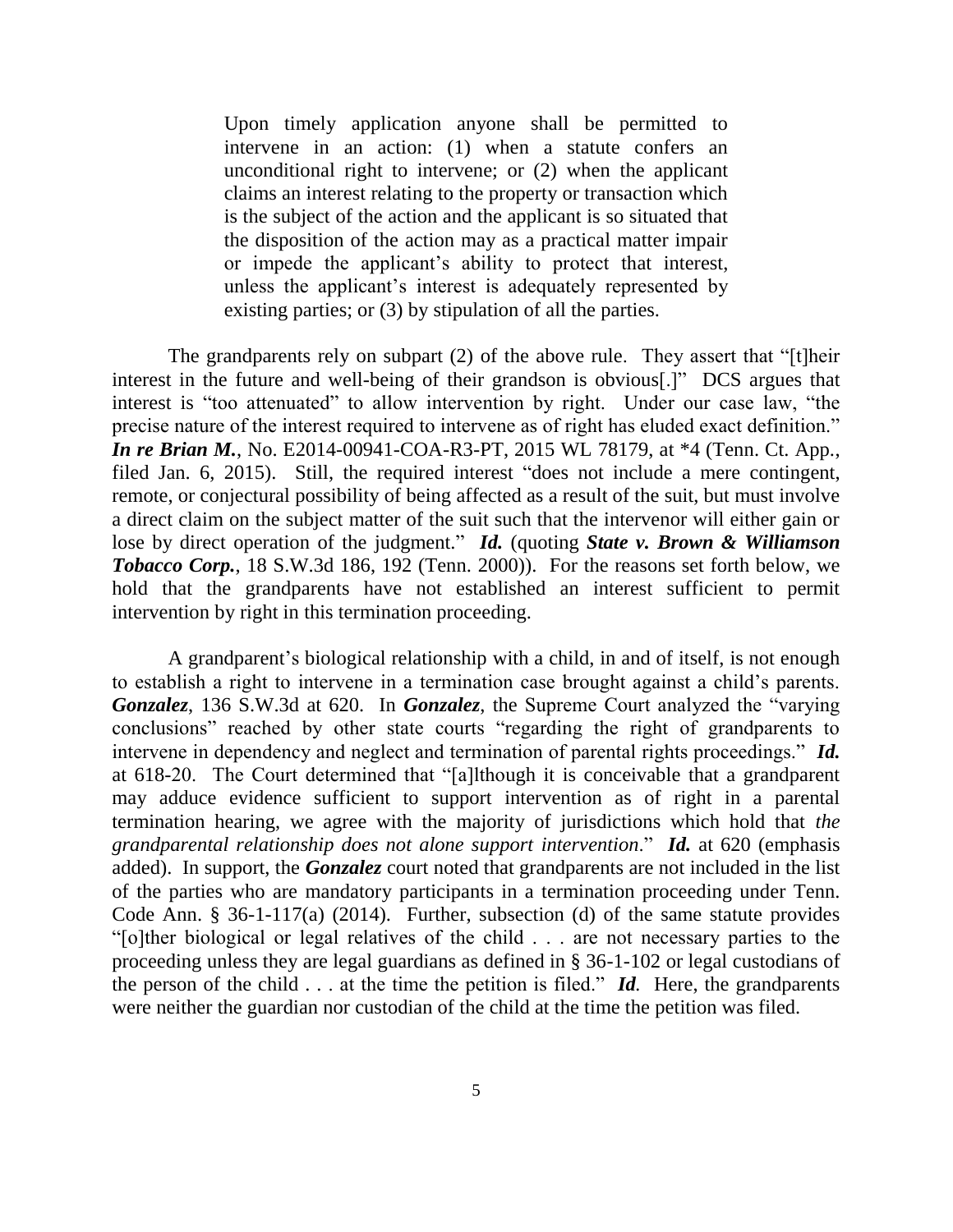> Upon timely application anyone shall be permitted to intervene in an action: (1) when a statute confers an unconditional right to intervene; or (2) when the applicant claims an interest relating to the property or transaction which is the subject of the action and the applicant is so situated that the disposition of the action may as a practical matter impair or impede the applicant's ability to protect that interest, unless the applicant's interest is adequately represented by existing parties; or (3) by stipulation of all the parties.

The grandparents rely on subpart (2) of the above rule. They assert that "[t]heir interest in the future and well-being of their grandson is obvious[.]" DCS argues that interest is "too attenuated" to allow intervention by right. Under our case law, "the precise nature of the interest required to intervene as of right has eluded exact definition." ***In re Brian M.***, No. E2014-00941-COA-R3-PT, 2015 WL 78179, at *4 (Tenn. Ct. App., filed Jan. 6, 2015). Still, the required interest "does not include a mere contingent, remote, or conjectural possibility of being affected as a result of the suit, but must involve a direct claim on the subject matter of the suit such that the intervenor will either gain or lose by direct operation of the judgment." ***Id.*** (quoting ***State v. Brown & Williamson Tobacco Corp.***, 18 S.W.3d 186, 192 (Tenn. 2000)). For the reasons set forth below, we hold that the grandparents have not established an interest sufficient to permit intervention by right in this termination proceeding.

A grandparent's biological relationship with a child, in and of itself, is not enough to establish a right to intervene in a termination case brought against a child's parents. ***Gonzalez***, 136 S.W.3d at 620. In ***Gonzalez***, the Supreme Court analyzed the "varying conclusions" reached by other state courts "regarding the right of grandparents to intervene in dependency and neglect and termination of parental rights proceedings." ***Id.*** at 618-20. The Court determined that "[a]lthough it is conceivable that a grandparent may adduce evidence sufficient to support intervention as of right in a parental termination hearing, we agree with the majority of jurisdictions which hold that *the grandparental relationship does not alone support intervention*." ***Id.*** at 620 (emphasis added). In support, the ***Gonzalez*** court noted that grandparents are not included in the list of the parties who are mandatory participants in a termination proceeding under Tenn. Code Ann. § 36-1-117(a) (2014). Further, subsection (d) of the same statute provides "[o]ther biological or legal relatives of the child . . . are not necessary parties to the proceeding unless they are legal guardians as defined in § 36-1-102 or legal custodians of the person of the child . . . at the time the petition is filed." ***Id.*** Here, the grandparents were neither the guardian nor custodian of the child at the time the petition was filed.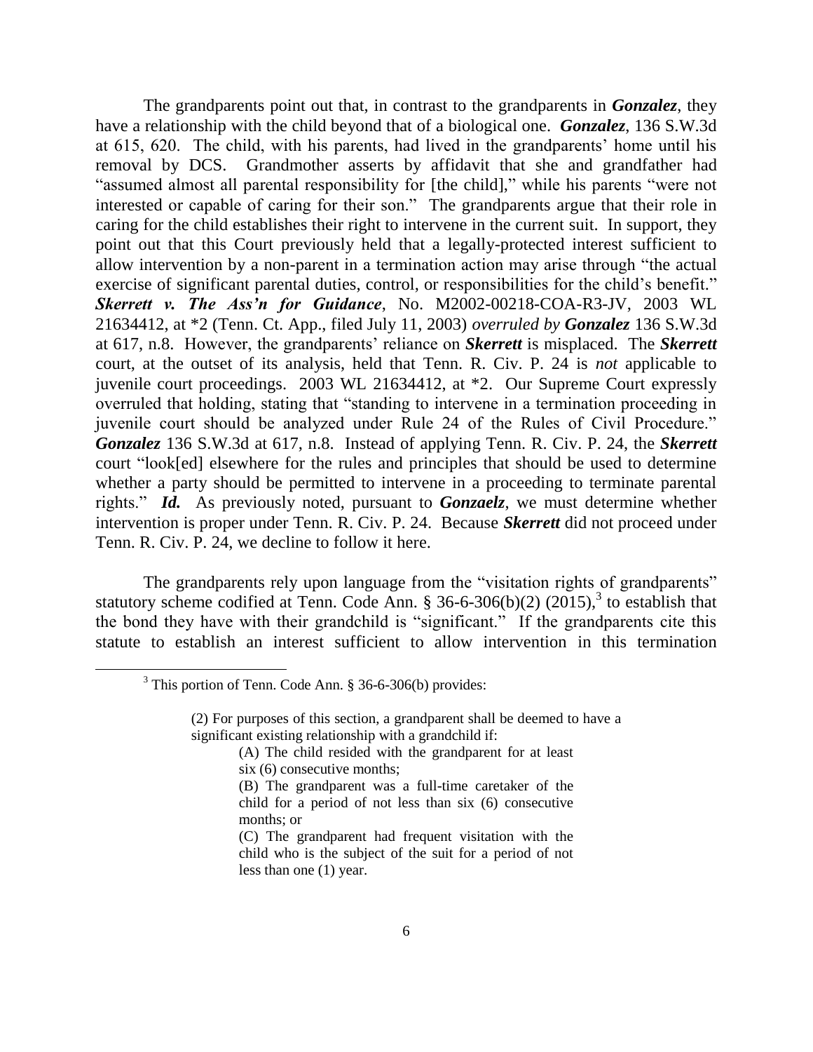The grandparents point out that, in contrast to the grandparents in ***Gonzalez***, they have a relationship with the child beyond that of a biological one. ***Gonzalez***, 136 S.W.3d at 615, 620. The child, with his parents, had lived in the grandparents' home until his removal by DCS. Grandmother asserts by affidavit that she and grandfather had "assumed almost all parental responsibility for [the child]," while his parents "were not interested or capable of caring for their son." The grandparents argue that their role in caring for the child establishes their right to intervene in the current suit. In support, they point out that this Court previously held that a legally-protected interest sufficient to allow intervention by a non-parent in a termination action may arise through "the actual exercise of significant parental duties, control, or responsibilities for the child's benefit." ***Skerrett v. The Ass'n for Guidance***, No. M2002-00218-COA-R3-JV, 2003 WL 21634412, at *2 (Tenn. Ct. App., filed July 11, 2003) *overruled by* ***Gonzalez*** 136 S.W.3d at 617, n.8. However, the grandparents' reliance on ***Skerrett*** is misplaced. The ***Skerrett*** court, at the outset of its analysis, held that Tenn. R. Civ. P. 24 is *not* applicable to juvenile court proceedings. 2003 WL 21634412, at *2. Our Supreme Court expressly overruled that holding, stating that "standing to intervene in a termination proceeding in juvenile court should be analyzed under Rule 24 of the Rules of Civil Procedure." ***Gonzalez*** 136 S.W.3d at 617, n.8. Instead of applying Tenn. R. Civ. P. 24, the ***Skerrett*** court "look[ed] elsewhere for the rules and principles that should be used to determine whether a party should be permitted to intervene in a proceeding to terminate parental rights." ***Id.*** As previously noted, pursuant to ***Gonzaelz***, we must determine whether intervention is proper under Tenn. R. Civ. P. 24. Because ***Skerrett*** did not proceed under Tenn. R. Civ. P. 24, we decline to follow it here.

The grandparents rely upon language from the "visitation rights of grandparents" statutory scheme codified at Tenn. Code Ann. § 36-6-306(b)(2) (2015),[3] to establish that the bond they have with their grandchild is "significant." If the grandparents cite this statute to establish an interest sufficient to allow intervention in this termination

---

[3] This portion of Tenn. Code Ann. § 36-6-306(b) provides:

> (2) For purposes of this section, a grandparent shall be deemed to have a significant existing relationship with a grandchild if:
>
> > (A) The child resided with the grandparent for at least six (6) consecutive months;
> >
> > (B) The grandparent was a full-time caretaker of the child for a period of not less than six (6) consecutive months; or
> >
> > (C) The grandparent had frequent visitation with the child who is the subject of the suit for a period of not less than one (1) year.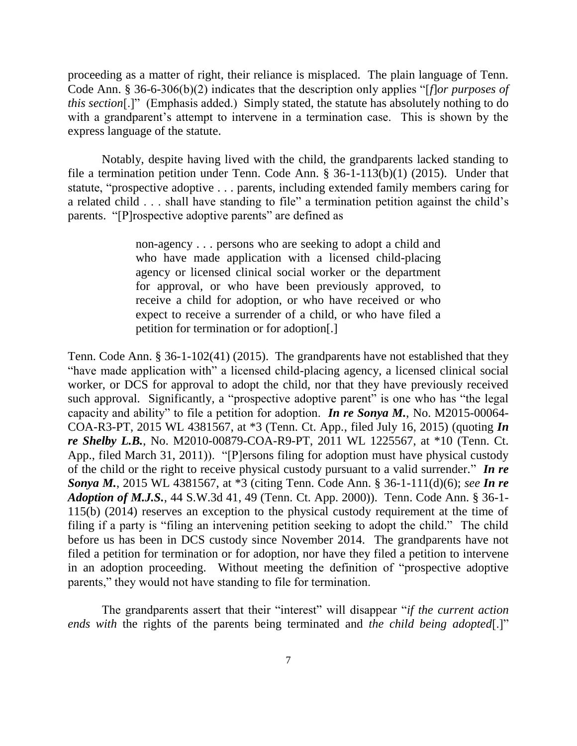proceeding as a matter of right, their reliance is misplaced. The plain language of Tenn. Code Ann. § 36-6-306(b)(2) indicates that the description only applies "[*f*]*or purposes of this section*[.]" (Emphasis added.) Simply stated, the statute has absolutely nothing to do with a grandparent's attempt to intervene in a termination case. This is shown by the express language of the statute.

Notably, despite having lived with the child, the grandparents lacked standing to file a termination petition under Tenn. Code Ann. § 36-1-113(b)(1) (2015). Under that statute, "prospective adoptive . . . parents, including extended family members caring for a related child . . . shall have standing to file" a termination petition against the child's parents. "[P]rospective adoptive parents" are defined as

> non-agency . . . persons who are seeking to adopt a child and who have made application with a licensed child-placing agency or licensed clinical social worker or the department for approval, or who have been previously approved, to receive a child for adoption, or who have received or who expect to receive a surrender of a child, or who have filed a petition for termination or for adoption[.]

Tenn. Code Ann. § 36-1-102(41) (2015). The grandparents have not established that they "have made application with" a licensed child-placing agency, a licensed clinical social worker, or DCS for approval to adopt the child, nor that they have previously received such approval. Significantly, a "prospective adoptive parent" is one who has "the legal capacity and ability" to file a petition for adoption. ***In re Sonya M.***, No. M2015-00064-COA-R3-PT, 2015 WL 4381567, at *3 (Tenn. Ct. App., filed July 16, 2015) (quoting ***In re Shelby L.B.***, No. M2010-00879-COA-R9-PT, 2011 WL 1225567, at *10 (Tenn. Ct. App., filed March 31, 2011)). "[P]ersons filing for adoption must have physical custody of the child or the right to receive physical custody pursuant to a valid surrender." ***In re Sonya M.***, 2015 WL 4381567, at *3 (citing Tenn. Code Ann. § 36-1-111(d)(6); *see* ***In re Adoption of M.J.S.***, 44 S.W.3d 41, 49 (Tenn. Ct. App. 2000)). Tenn. Code Ann. § 36-1-115(b) (2014) reserves an exception to the physical custody requirement at the time of filing if a party is "filing an intervening petition seeking to adopt the child." The child before us has been in DCS custody since November 2014. The grandparents have not filed a petition for termination or for adoption, nor have they filed a petition to intervene in an adoption proceeding. Without meeting the definition of "prospective adoptive parents," they would not have standing to file for termination.

The grandparents assert that their "interest" will disappear "*if the current action ends with* the rights of the parents being terminated and *the child being adopted*[.]"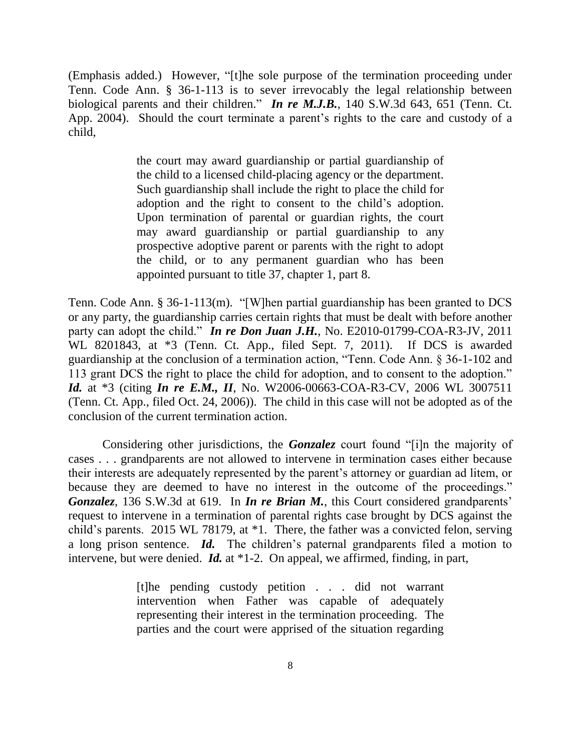(Emphasis added.) However, "[t]he sole purpose of the termination proceeding under Tenn. Code Ann. § 36-1-113 is to sever irrevocably the legal relationship between biological parents and their children." ***In re M.J.B.***, 140 S.W.3d 643, 651 (Tenn. Ct. App. 2004). Should the court terminate a parent's rights to the care and custody of a child,

> the court may award guardianship or partial guardianship of the child to a licensed child-placing agency or the department. Such guardianship shall include the right to place the child for adoption and the right to consent to the child's adoption. Upon termination of parental or guardian rights, the court may award guardianship or partial guardianship to any prospective adoptive parent or parents with the right to adopt the child, or to any permanent guardian who has been appointed pursuant to title 37, chapter 1, part 8.

Tenn. Code Ann. § 36-1-113(m). "[W]hen partial guardianship has been granted to DCS or any party, the guardianship carries certain rights that must be dealt with before another party can adopt the child." ***In re Don Juan J.H.***, No. E2010-01799-COA-R3-JV, 2011 WL 8201843, at *3 (Tenn. Ct. App., filed Sept. 7, 2011). If DCS is awarded guardianship at the conclusion of a termination action, "Tenn. Code Ann. § 36-1-102 and 113 grant DCS the right to place the child for adoption, and to consent to the adoption." ***Id.*** at *3 (citing ***In re E.M., II***, No. W2006-00663-COA-R3-CV, 2006 WL 3007511 (Tenn. Ct. App., filed Oct. 24, 2006)). The child in this case will not be adopted as of the conclusion of the current termination action.

Considering other jurisdictions, the ***Gonzalez*** court found "[i]n the majority of cases . . . grandparents are not allowed to intervene in termination cases either because their interests are adequately represented by the parent's attorney or guardian ad litem, or because they are deemed to have no interest in the outcome of the proceedings." ***Gonzalez***, 136 S.W.3d at 619. In ***In re Brian M.***, this Court considered grandparents' request to intervene in a termination of parental rights case brought by DCS against the child's parents. 2015 WL 78179, at *1. There, the father was a convicted felon, serving a long prison sentence. ***Id.*** The children's paternal grandparents filed a motion to intervene, but were denied. ***Id.*** at *1-2. On appeal, we affirmed, finding, in part,

> [t]he pending custody petition . . . did not warrant intervention when Father was capable of adequately representing their interest in the termination proceeding. The parties and the court were apprised of the situation regarding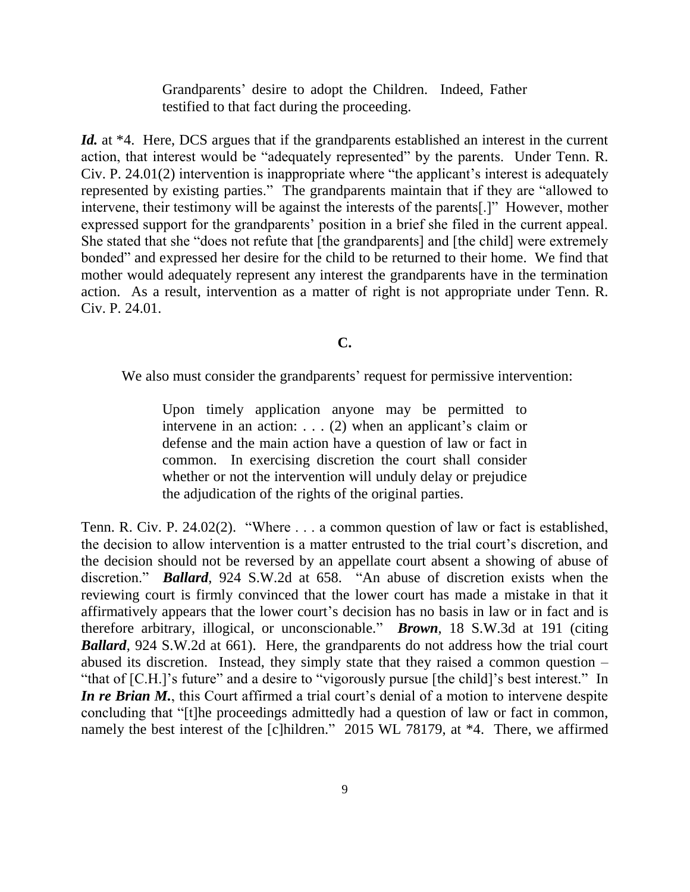> Grandparents' desire to adopt the Children. Indeed, Father testified to that fact during the proceeding.

***Id.*** at \*4. Here, DCS argues that if the grandparents established an interest in the current action, that interest would be "adequately represented" by the parents. Under Tenn. R. Civ. P. 24.01(2) intervention is inappropriate where "the applicant's interest is adequately represented by existing parties." The grandparents maintain that if they are "allowed to intervene, their testimony will be against the interests of the parents[.]" However, mother expressed support for the grandparents' position in a brief she filed in the current appeal. She stated that she "does not refute that [the grandparents] and [the child] were extremely bonded" and expressed her desire for the child to be returned to their home. We find that mother would adequately represent any interest the grandparents have in the termination action. As a result, intervention as a matter of right is not appropriate under Tenn. R. Civ. P. 24.01.

**C.**

We also must consider the grandparents' request for permissive intervention:

> Upon timely application anyone may be permitted to intervene in an action: . . . (2) when an applicant's claim or defense and the main action have a question of law or fact in common. In exercising discretion the court shall consider whether or not the intervention will unduly delay or prejudice the adjudication of the rights of the original parties.

Tenn. R. Civ. P. 24.02(2). "Where . . . a common question of law or fact is established, the decision to allow intervention is a matter entrusted to the trial court's discretion, and the decision should not be reversed by an appellate court absent a showing of abuse of discretion." ***Ballard***, 924 S.W.2d at 658. "An abuse of discretion exists when the reviewing court is firmly convinced that the lower court has made a mistake in that it affirmatively appears that the lower court's decision has no basis in law or in fact and is therefore arbitrary, illogical, or unconscionable." ***Brown***, 18 S.W.3d at 191 (citing ***Ballard***, 924 S.W.2d at 661). Here, the grandparents do not address how the trial court abused its discretion. Instead, they simply state that they raised a common question – "that of [C.H.]'s future" and a desire to "vigorously pursue [the child]'s best interest." In ***In re Brian M.***, this Court affirmed a trial court's denial of a motion to intervene despite concluding that "[t]he proceedings admittedly had a question of law or fact in common, namely the best interest of the [c]hildren." 2015 WL 78179, at \*4. There, we affirmed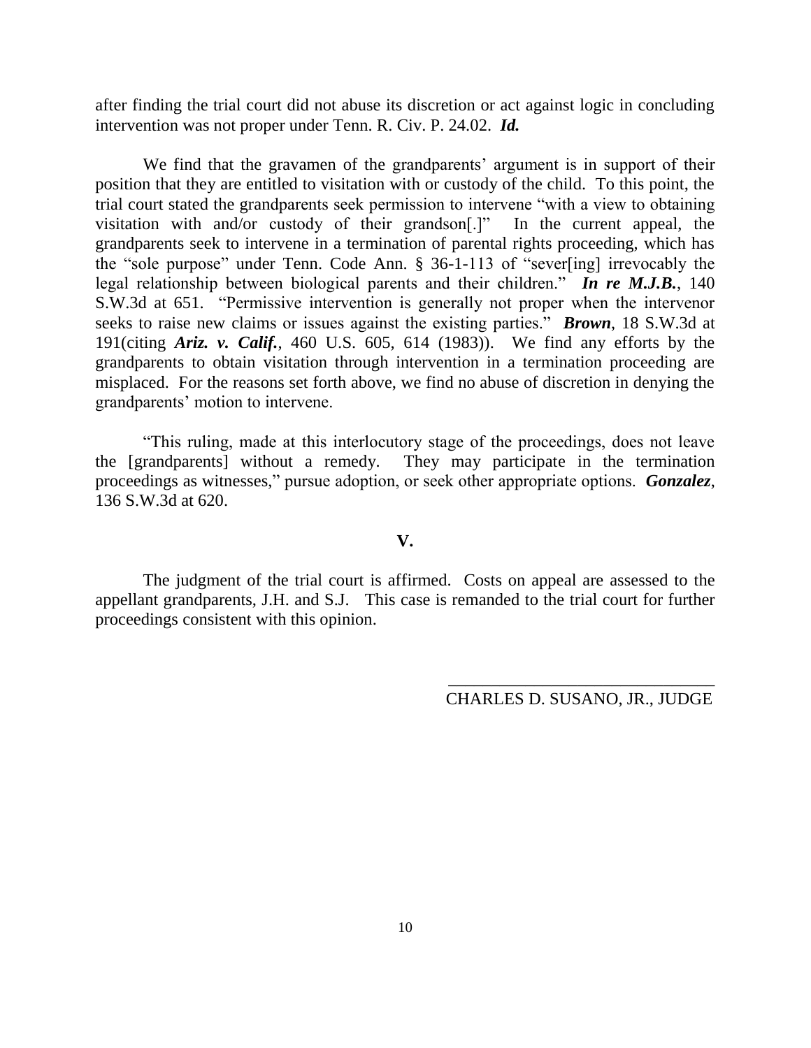after finding the trial court did not abuse its discretion or act against logic in concluding intervention was not proper under Tenn. R. Civ. P. 24.02. ***Id.***

We find that the gravamen of the grandparents' argument is in support of their position that they are entitled to visitation with or custody of the child. To this point, the trial court stated the grandparents seek permission to intervene "with a view to obtaining visitation with and/or custody of their grandson[.]" In the current appeal, the grandparents seek to intervene in a termination of parental rights proceeding, which has the "sole purpose" under Tenn. Code Ann. § 36-1-113 of "sever[ing] irrevocably the legal relationship between biological parents and their children." ***In re M.J.B.***, 140 S.W.3d at 651. "Permissive intervention is generally not proper when the intervenor seeks to raise new claims or issues against the existing parties." ***Brown***, 18 S.W.3d at 191(citing ***Ariz. v. Calif.***, 460 U.S. 605, 614 (1983)). We find any efforts by the grandparents to obtain visitation through intervention in a termination proceeding are misplaced. For the reasons set forth above, we find no abuse of discretion in denying the grandparents' motion to intervene.

"This ruling, made at this interlocutory stage of the proceedings, does not leave the [grandparents] without a remedy. They may participate in the termination proceedings as witnesses," pursue adoption, or seek other appropriate options. ***Gonzalez***, 136 S.W.3d at 620.

## V.

The judgment of the trial court is affirmed. Costs on appeal are assessed to the appellant grandparents, J.H. and S.J. This case is remanded to the trial court for further proceedings consistent with this opinion.

_______________________________
CHARLES D. SUSANO, JR., JUDGE